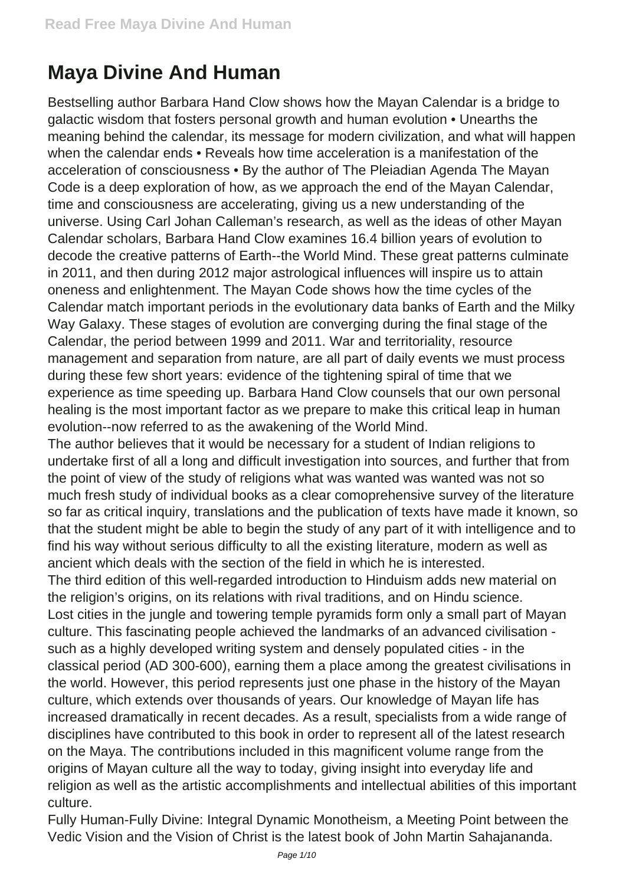# Maya Divine And Human

Bestselling author Barbara Hand Clow shows how the Mayan Calendar is a bridge to galactic wisdom that fosters personal growth and human evolution • Unearths the meaning behind the calendar, its message for modern civilization, and what will happen when the calendar ends • Reveals how time acceleration is a manifestation of the acceleration of consciousness • By the author of The Pleiadian Agenda The Mayan Code is a deep exploration of how, as we approach the end of the Mayan Calendar, time and consciousness are accelerating, giving us a new understanding of the universe. Using Carl Johan Calleman's research, as well as the ideas of other Mayan Calendar scholars, Barbara Hand Clow examines 16.4 billion years of evolution to decode the creative patterns of Earth--the World Mind. These great patterns culminate in 2011, and then during 2012 major astrological influences will inspire us to attain oneness and enlightenment. The Mayan Code shows how the time cycles of the Calendar match important periods in the evolutionary data banks of Earth and the Milky Way Galaxy. These stages of evolution are converging during the final stage of the Calendar, the period between 1999 and 2011. War and territoriality, resource management and separation from nature, are all part of daily events we must process during these few short years: evidence of the tightening spiral of time that we experience as time speeding up. Barbara Hand Clow counsels that our own personal healing is the most important factor as we prepare to make this critical leap in human evolution--now referred to as the awakening of the World Mind.

The author believes that it would be necessary for a student of Indian religions to undertake first of all a long and difficult investigation into sources, and further that from the point of view of the study of religions what was wanted was wanted was not so much fresh study of individual books as a clear comoprehensive survey of the literature so far as critical inquiry, translations and the publication of texts have made it known, so that the student might be able to begin the study of any part of it with intelligence and to find his way without serious difficulty to all the existing literature, modern as well as ancient which deals with the section of the field in which he is interested.

The third edition of this well-regarded introduction to Hinduism adds new material on the religion's origins, on its relations with rival traditions, and on Hindu science.

Lost cities in the jungle and towering temple pyramids form only a small part of Mayan culture. This fascinating people achieved the landmarks of an advanced civilisation - such as a highly developed writing system and densely populated cities - in the classical period (AD 300-600), earning them a place among the greatest civilisations in the world. However, this period represents just one phase in the history of the Mayan culture, which extends over thousands of years. Our knowledge of Mayan life has increased dramatically in recent decades. As a result, specialists from a wide range of disciplines have contributed to this book in order to represent all of the latest research on the Maya. The contributions included in this magnificent volume range from the origins of Mayan culture all the way to today, giving insight into everyday life and religion as well as the artistic accomplishments and intellectual abilities of this important culture.

Fully Human-Fully Divine: Integral Dynamic Monotheism, a Meeting Point between the Vedic Vision and the Vision of Christ is the latest book of John Martin Sahajananda.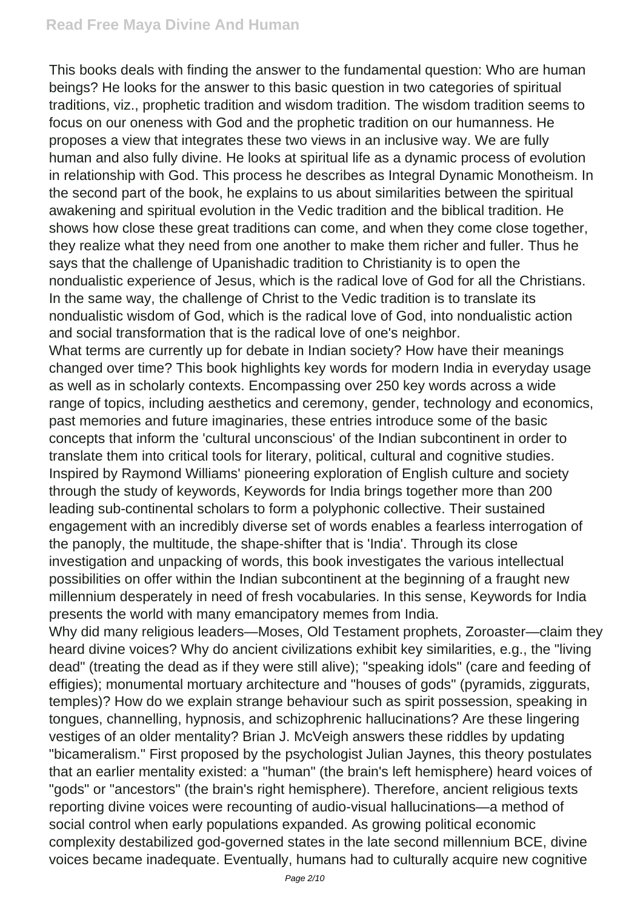This books deals with finding the answer to the fundamental question: Who are human beings? He looks for the answer to this basic question in two categories of spiritual traditions, viz., prophetic tradition and wisdom tradition. The wisdom tradition seems to focus on our oneness with God and the prophetic tradition on our humanness. He proposes a view that integrates these two views in an inclusive way. We are fully human and also fully divine. He looks at spiritual life as a dynamic process of evolution in relationship with God. This process he describes as Integral Dynamic Monotheism. In the second part of the book, he explains to us about similarities between the spiritual awakening and spiritual evolution in the Vedic tradition and the biblical tradition. He shows how close these great traditions can come, and when they come close together, they realize what they need from one another to make them richer and fuller. Thus he says that the challenge of Upanishadic tradition to Christianity is to open the nondualistic experience of Jesus, which is the radical love of God for all the Christians. In the same way, the challenge of Christ to the Vedic tradition is to translate its nondualistic wisdom of God, which is the radical love of God, into nondualistic action and social transformation that is the radical love of one's neighbor.

What terms are currently up for debate in Indian society? How have their meanings changed over time? This book highlights key words for modern India in everyday usage as well as in scholarly contexts. Encompassing over 250 key words across a wide range of topics, including aesthetics and ceremony, gender, technology and economics, past memories and future imaginaries, these entries introduce some of the basic concepts that inform the 'cultural unconscious' of the Indian subcontinent in order to translate them into critical tools for literary, political, cultural and cognitive studies. Inspired by Raymond Williams' pioneering exploration of English culture and society through the study of keywords, Keywords for India brings together more than 200 leading sub-continental scholars to form a polyphonic collective. Their sustained engagement with an incredibly diverse set of words enables a fearless interrogation of the panoply, the multitude, the shape-shifter that is 'India'. Through its close investigation and unpacking of words, this book investigates the various intellectual possibilities on offer within the Indian subcontinent at the beginning of a fraught new millennium desperately in need of fresh vocabularies. In this sense, Keywords for India presents the world with many emancipatory memes from India.

Why did many religious leaders—Moses, Old Testament prophets, Zoroaster—claim they heard divine voices? Why do ancient civilizations exhibit key similarities, e.g., the "living dead" (treating the dead as if they were still alive); "speaking idols" (care and feeding of effigies); monumental mortuary architecture and "houses of gods" (pyramids, ziggurats, temples)? How do we explain strange behaviour such as spirit possession, speaking in tongues, channelling, hypnosis, and schizophrenic hallucinations? Are these lingering vestiges of an older mentality? Brian J. McVeigh answers these riddles by updating "bicameralism." First proposed by the psychologist Julian Jaynes, this theory postulates that an earlier mentality existed: a "human" (the brain's left hemisphere) heard voices of "gods" or "ancestors" (the brain's right hemisphere). Therefore, ancient religious texts reporting divine voices were recounting of audio-visual hallucinations—a method of social control when early populations expanded. As growing political economic complexity destabilized god-governed states in the late second millennium BCE, divine voices became inadequate. Eventually, humans had to culturally acquire new cognitive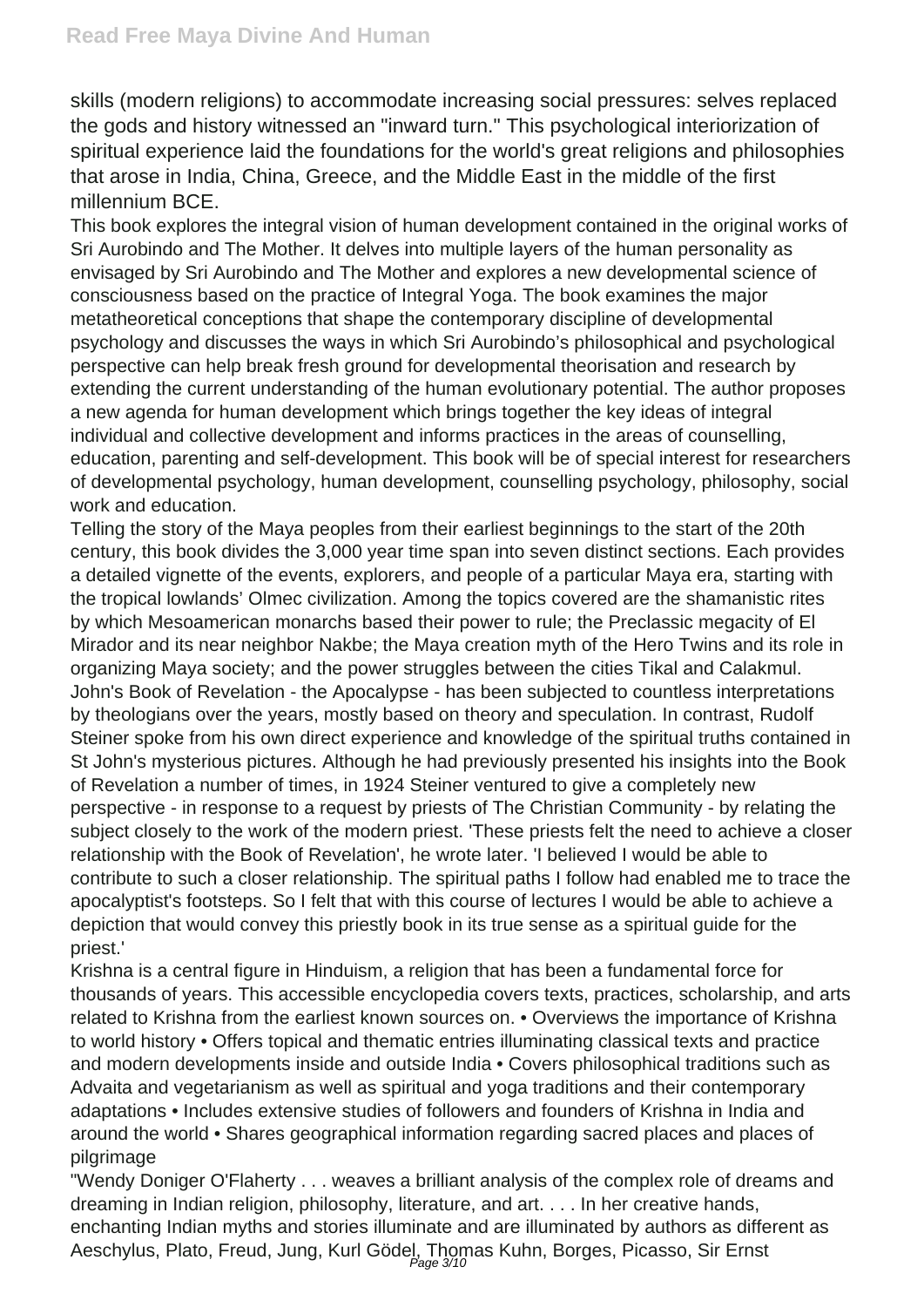skills (modern religions) to accommodate increasing social pressures: selves replaced the gods and history witnessed an "inward turn." This psychological interiorization of spiritual experience laid the foundations for the world's great religions and philosophies that arose in India, China, Greece, and the Middle East in the middle of the first millennium BCE.

This book explores the integral vision of human development contained in the original works of Sri Aurobindo and The Mother. It delves into multiple layers of the human personality as envisaged by Sri Aurobindo and The Mother and explores a new developmental science of consciousness based on the practice of Integral Yoga. The book examines the major metatheoretical conceptions that shape the contemporary discipline of developmental psychology and discusses the ways in which Sri Aurobindo's philosophical and psychological perspective can help break fresh ground for developmental theorisation and research by extending the current understanding of the human evolutionary potential. The author proposes a new agenda for human development which brings together the key ideas of integral individual and collective development and informs practices in the areas of counselling, education, parenting and self-development. This book will be of special interest for researchers of developmental psychology, human development, counselling psychology, philosophy, social work and education.

Telling the story of the Maya peoples from their earliest beginnings to the start of the 20th century, this book divides the 3,000 year time span into seven distinct sections. Each provides a detailed vignette of the events, explorers, and people of a particular Maya era, starting with the tropical lowlands' Olmec civilization. Among the topics covered are the shamanistic rites by which Mesoamerican monarchs based their power to rule; the Preclassic megacity of El Mirador and its near neighbor Nakbe; the Maya creation myth of the Hero Twins and its role in organizing Maya society; and the power struggles between the cities Tikal and Calakmul.

John's Book of Revelation - the Apocalypse - has been subjected to countless interpretations by theologians over the years, mostly based on theory and speculation. In contrast, Rudolf Steiner spoke from his own direct experience and knowledge of the spiritual truths contained in St John's mysterious pictures. Although he had previously presented his insights into the Book of Revelation a number of times, in 1924 Steiner ventured to give a completely new perspective - in response to a request by priests of The Christian Community - by relating the subject closely to the work of the modern priest. 'These priests felt the need to achieve a closer relationship with the Book of Revelation', he wrote later. 'I believed I would be able to contribute to such a closer relationship. The spiritual paths I follow had enabled me to trace the apocalyptist's footsteps. So I felt that with this course of lectures I would be able to achieve a depiction that would convey this priestly book in its true sense as a spiritual guide for the priest.'

Krishna is a central figure in Hinduism, a religion that has been a fundamental force for thousands of years. This accessible encyclopedia covers texts, practices, scholarship, and arts related to Krishna from the earliest known sources on. • Overviews the importance of Krishna to world history • Offers topical and thematic entries illuminating classical texts and practice and modern developments inside and outside India • Covers philosophical traditions such as Advaita and vegetarianism as well as spiritual and yoga traditions and their contemporary adaptations • Includes extensive studies of followers and founders of Krishna in India and around the world • Shares geographical information regarding sacred places and places of pilgrimage

"Wendy Doniger O'Flaherty . . . weaves a brilliant analysis of the complex role of dreams and dreaming in Indian religion, philosophy, literature, and art. . . . In her creative hands, enchanting Indian myths and stories illuminate and are illuminated by authors as different as Aeschylus, Plato, Freud, Jung, Kurl Gödel, Thomas Kuhn, Borges, Picasso, Sir Ernst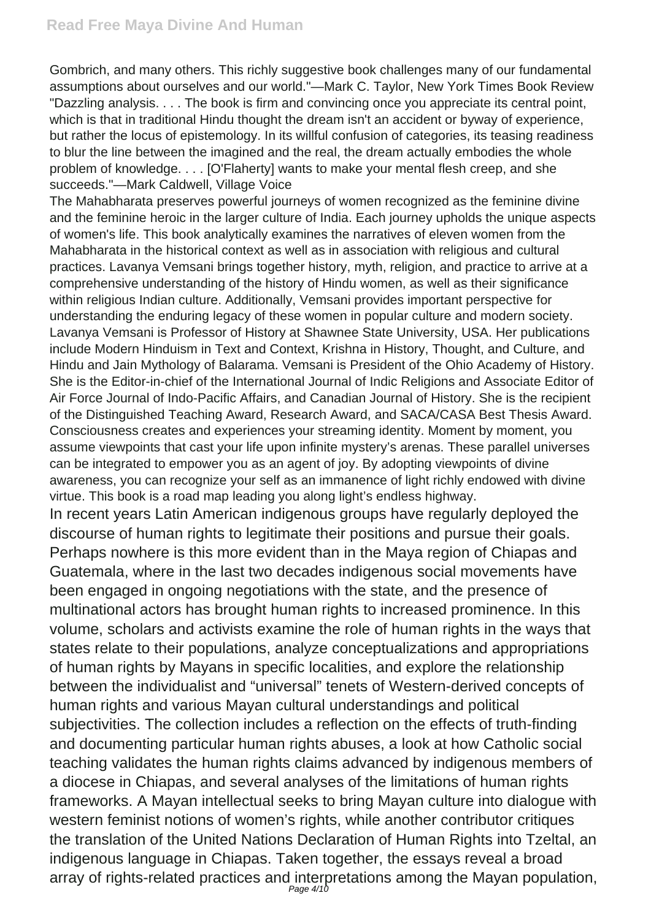Gombrich, and many others. This richly suggestive book challenges many of our fundamental assumptions about ourselves and our world."—Mark C. Taylor, New York Times Book Review "Dazzling analysis. . . . The book is firm and convincing once you appreciate its central point, which is that in traditional Hindu thought the dream isn't an accident or byway of experience, but rather the locus of epistemology. In its willful confusion of categories, its teasing readiness to blur the line between the imagined and the real, the dream actually embodies the whole problem of knowledge. . . . [O'Flaherty] wants to make your mental flesh creep, and she succeeds."—Mark Caldwell, Village Voice

The Mahabharata preserves powerful journeys of women recognized as the feminine divine and the feminine heroic in the larger culture of India. Each journey upholds the unique aspects of women's life. This book analytically examines the narratives of eleven women from the Mahabharata in the historical context as well as in association with religious and cultural practices. Lavanya Vemsani brings together history, myth, religion, and practice to arrive at a comprehensive understanding of the history of Hindu women, as well as their significance within religious Indian culture. Additionally, Vemsani provides important perspective for understanding the enduring legacy of these women in popular culture and modern society. Lavanya Vemsani is Professor of History at Shawnee State University, USA. Her publications include Modern Hinduism in Text and Context, Krishna in History, Thought, and Culture, and Hindu and Jain Mythology of Balarama. Vemsani is President of the Ohio Academy of History. She is the Editor-in-chief of the International Journal of Indic Religions and Associate Editor of Air Force Journal of Indo-Pacific Affairs, and Canadian Journal of History. She is the recipient of the Distinguished Teaching Award, Research Award, and SACA/CASA Best Thesis Award.

Consciousness creates and experiences your streaming identity. Moment by moment, you assume viewpoints that cast your life upon infinite mystery's arenas. These parallel universes can be integrated to empower you as an agent of joy. By adopting viewpoints of divine awareness, you can recognize your self as an immanence of light richly endowed with divine virtue. This book is a road map leading you along light's endless highway.

In recent years Latin American indigenous groups have regularly deployed the discourse of human rights to legitimate their positions and pursue their goals. Perhaps nowhere is this more evident than in the Maya region of Chiapas and Guatemala, where in the last two decades indigenous social movements have been engaged in ongoing negotiations with the state, and the presence of multinational actors has brought human rights to increased prominence. In this volume, scholars and activists examine the role of human rights in the ways that states relate to their populations, analyze conceptualizations and appropriations of human rights by Mayans in specific localities, and explore the relationship between the individualist and "universal" tenets of Western-derived concepts of human rights and various Mayan cultural understandings and political subjectivities. The collection includes a reflection on the effects of truth-finding and documenting particular human rights abuses, a look at how Catholic social teaching validates the human rights claims advanced by indigenous members of a diocese in Chiapas, and several analyses of the limitations of human rights frameworks. A Mayan intellectual seeks to bring Mayan culture into dialogue with western feminist notions of women's rights, while another contributor critiques the translation of the United Nations Declaration of Human Rights into Tzeltal, an indigenous language in Chiapas. Taken together, the essays reveal a broad array of rights-related practices and interpretations among the Mayan population,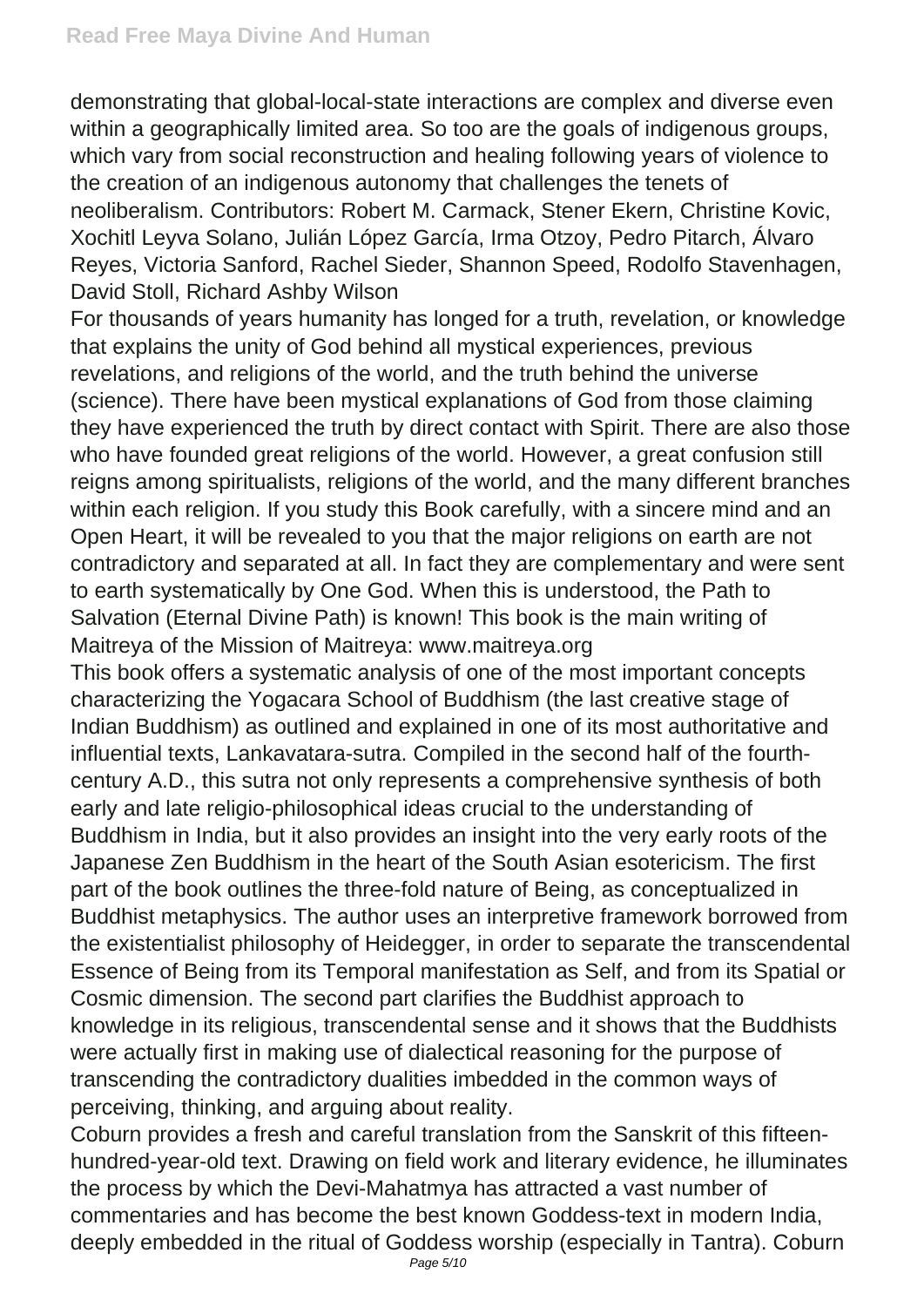demonstrating that global-local-state interactions are complex and diverse even within a geographically limited area. So too are the goals of indigenous groups, which vary from social reconstruction and healing following years of violence to the creation of an indigenous autonomy that challenges the tenets of neoliberalism. Contributors: Robert M. Carmack, Stener Ekern, Christine Kovic, Xochitl Leyva Solano, Julián López García, Irma Otzoy, Pedro Pitarch, Álvaro Reyes, Victoria Sanford, Rachel Sieder, Shannon Speed, Rodolfo Stavenhagen, David Stoll, Richard Ashby Wilson

For thousands of years humanity has longed for a truth, revelation, or knowledge that explains the unity of God behind all mystical experiences, previous revelations, and religions of the world, and the truth behind the universe (science). There have been mystical explanations of God from those claiming they have experienced the truth by direct contact with Spirit. There are also those who have founded great religions of the world. However, a great confusion still reigns among spiritualists, religions of the world, and the many different branches within each religion. If you study this Book carefully, with a sincere mind and an Open Heart, it will be revealed to you that the major religions on earth are not contradictory and separated at all. In fact they are complementary and were sent to earth systematically by One God. When this is understood, the Path to Salvation (Eternal Divine Path) is known! This book is the main writing of Maitreya of the Mission of Maitreya: www.maitreya.org

This book offers a systematic analysis of one of the most important concepts characterizing the Yogacara School of Buddhism (the last creative stage of Indian Buddhism) as outlined and explained in one of its most authoritative and influential texts, Lankavatara-sutra. Compiled in the second half of the fourth-century A.D., this sutra not only represents a comprehensive synthesis of both early and late religio-philosophical ideas crucial to the understanding of Buddhism in India, but it also provides an insight into the very early roots of the Japanese Zen Buddhism in the heart of the South Asian esotericism. The first part of the book outlines the three-fold nature of Being, as conceptualized in Buddhist metaphysics. The author uses an interpretive framework borrowed from the existentialist philosophy of Heidegger, in order to separate the transcendental Essence of Being from its Temporal manifestation as Self, and from its Spatial or Cosmic dimension. The second part clarifies the Buddhist approach to knowledge in its religious, transcendental sense and it shows that the Buddhists were actually first in making use of dialectical reasoning for the purpose of transcending the contradictory dualities imbedded in the common ways of perceiving, thinking, and arguing about reality.

Coburn provides a fresh and careful translation from the Sanskrit of this fifteen-hundred-year-old text. Drawing on field work and literary evidence, he illuminates the process by which the Devi-Mahatmya has attracted a vast number of commentaries and has become the best known Goddess-text in modern India, deeply embedded in the ritual of Goddess worship (especially in Tantra). Coburn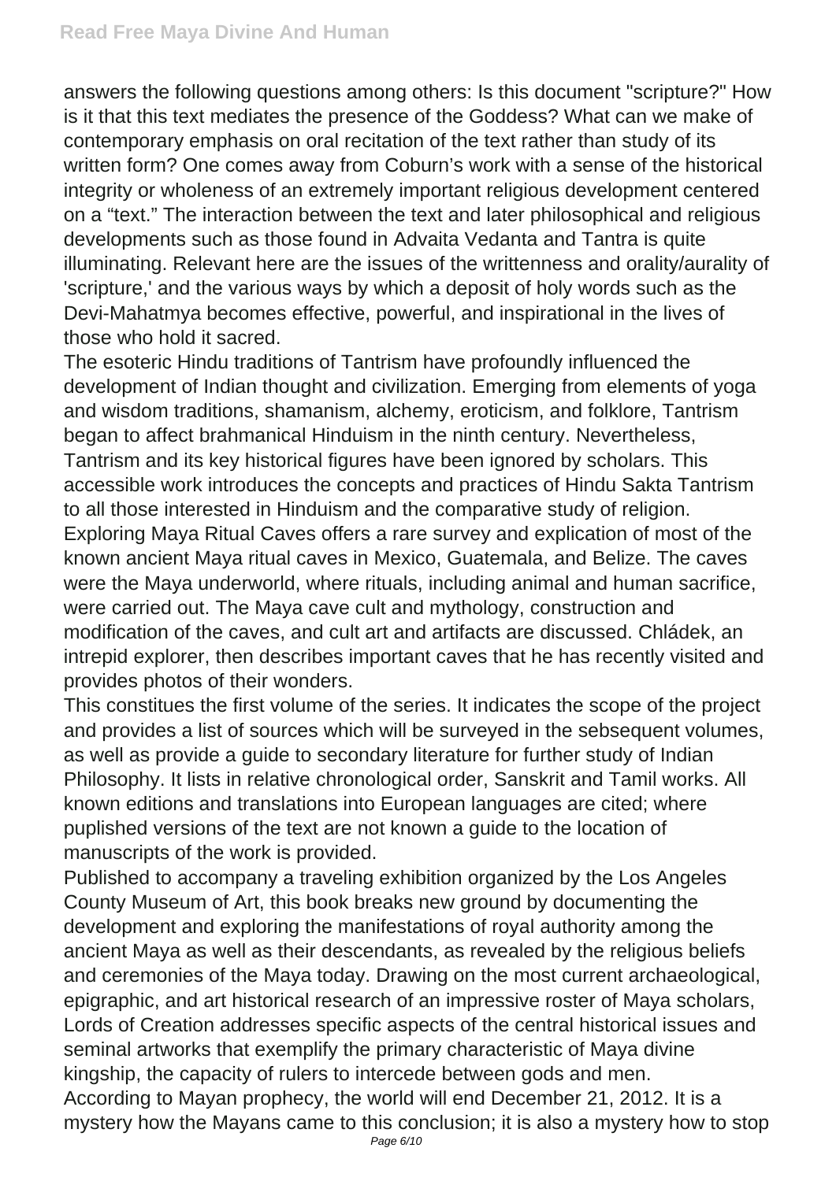answers the following questions among others: Is this document "scripture?" How is it that this text mediates the presence of the Goddess? What can we make of contemporary emphasis on oral recitation of the text rather than study of its written form? One comes away from Coburn's work with a sense of the historical integrity or wholeness of an extremely important religious development centered on a "text." The interaction between the text and later philosophical and religious developments such as those found in Advaita Vedanta and Tantra is quite illuminating. Relevant here are the issues of the writtenness and orality/aurality of 'scripture,' and the various ways by which a deposit of holy words such as the Devi-Mahatmya becomes effective, powerful, and inspirational in the lives of those who hold it sacred.

The esoteric Hindu traditions of Tantrism have profoundly influenced the development of Indian thought and civilization. Emerging from elements of yoga and wisdom traditions, shamanism, alchemy, eroticism, and folklore, Tantrism began to affect brahmanical Hinduism in the ninth century. Nevertheless, Tantrism and its key historical figures have been ignored by scholars. This accessible work introduces the concepts and practices of Hindu Sakta Tantrism to all those interested in Hinduism and the comparative study of religion.

Exploring Maya Ritual Caves offers a rare survey and explication of most of the known ancient Maya ritual caves in Mexico, Guatemala, and Belize. The caves were the Maya underworld, where rituals, including animal and human sacrifice, were carried out. The Maya cave cult and mythology, construction and modification of the caves, and cult art and artifacts are discussed. Chládek, an intrepid explorer, then describes important caves that he has recently visited and provides photos of their wonders.

This constitues the first volume of the series. It indicates the scope of the project and provides a list of sources which will be surveyed in the sebsequent volumes, as well as provide a guide to secondary literature for further study of Indian Philosophy. It lists in relative chronological order, Sanskrit and Tamil works. All known editions and translations into European languages are cited; where puplished versions of the text are not known a guide to the location of manuscripts of the work is provided.

Published to accompany a traveling exhibition organized by the Los Angeles County Museum of Art, this book breaks new ground by documenting the development and exploring the manifestations of royal authority among the ancient Maya as well as their descendants, as revealed by the religious beliefs and ceremonies of the Maya today. Drawing on the most current archaeological, epigraphic, and art historical research of an impressive roster of Maya scholars, Lords of Creation addresses specific aspects of the central historical issues and seminal artworks that exemplify the primary characteristic of Maya divine kingship, the capacity of rulers to intercede between gods and men.

According to Mayan prophecy, the world will end December 21, 2012. It is a mystery how the Mayans came to this conclusion; it is also a mystery how to stop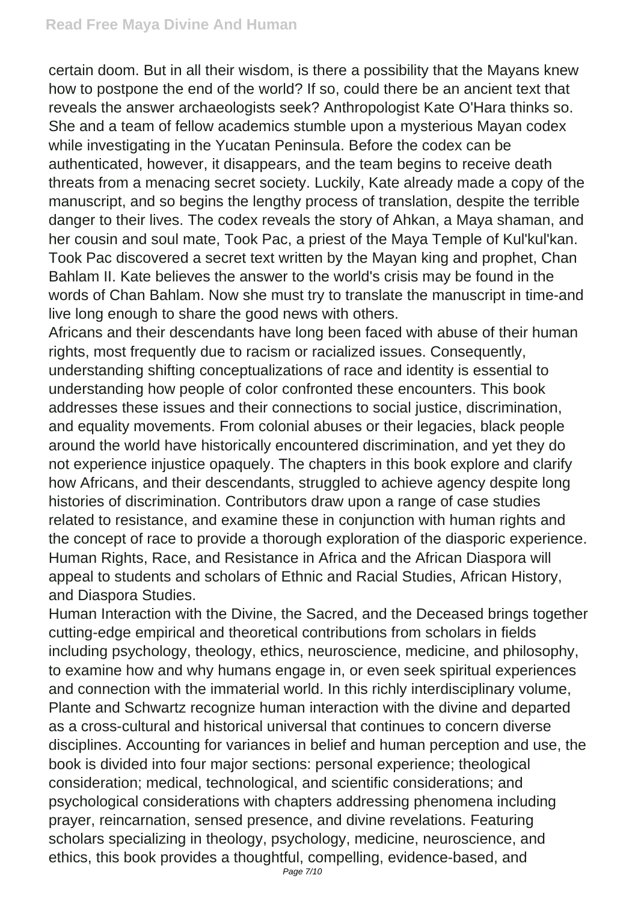certain doom. But in all their wisdom, is there a possibility that the Mayans knew how to postpone the end of the world? If so, could there be an ancient text that reveals the answer archaeologists seek? Anthropologist Kate O'Hara thinks so. She and a team of fellow academics stumble upon a mysterious Mayan codex while investigating in the Yucatan Peninsula. Before the codex can be authenticated, however, it disappears, and the team begins to receive death threats from a menacing secret society. Luckily, Kate already made a copy of the manuscript, and so begins the lengthy process of translation, despite the terrible danger to their lives. The codex reveals the story of Ahkan, a Maya shaman, and her cousin and soul mate, Took Pac, a priest of the Maya Temple of Kul'kul'kan. Took Pac discovered a secret text written by the Mayan king and prophet, Chan Bahlam II. Kate believes the answer to the world's crisis may be found in the words of Chan Bahlam. Now she must try to translate the manuscript in time-and live long enough to share the good news with others.

Africans and their descendants have long been faced with abuse of their human rights, most frequently due to racism or racialized issues. Consequently, understanding shifting conceptualizations of race and identity is essential to understanding how people of color confronted these encounters. This book addresses these issues and their connections to social justice, discrimination, and equality movements. From colonial abuses or their legacies, black people around the world have historically encountered discrimination, and yet they do not experience injustice opaquely. The chapters in this book explore and clarify how Africans, and their descendants, struggled to achieve agency despite long histories of discrimination. Contributors draw upon a range of case studies related to resistance, and examine these in conjunction with human rights and the concept of race to provide a thorough exploration of the diasporic experience. Human Rights, Race, and Resistance in Africa and the African Diaspora will appeal to students and scholars of Ethnic and Racial Studies, African History, and Diaspora Studies.

Human Interaction with the Divine, the Sacred, and the Deceased brings together cutting-edge empirical and theoretical contributions from scholars in fields including psychology, theology, ethics, neuroscience, medicine, and philosophy, to examine how and why humans engage in, or even seek spiritual experiences and connection with the immaterial world. In this richly interdisciplinary volume, Plante and Schwartz recognize human interaction with the divine and departed as a cross-cultural and historical universal that continues to concern diverse disciplines. Accounting for variances in belief and human perception and use, the book is divided into four major sections: personal experience; theological consideration; medical, technological, and scientific considerations; and psychological considerations with chapters addressing phenomena including prayer, reincarnation, sensed presence, and divine revelations. Featuring scholars specializing in theology, psychology, medicine, neuroscience, and ethics, this book provides a thoughtful, compelling, evidence-based, and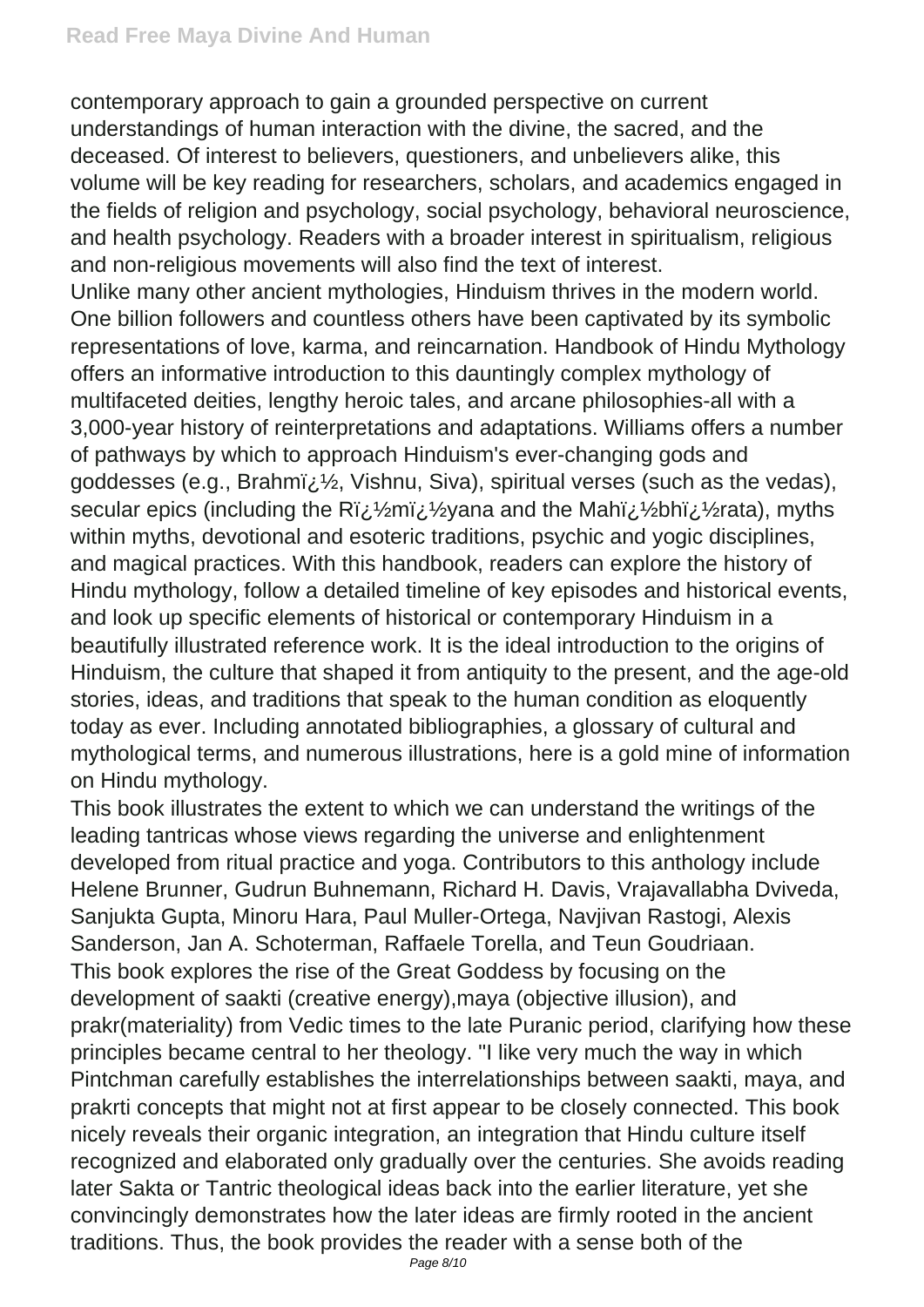contemporary approach to gain a grounded perspective on current understandings of human interaction with the divine, the sacred, and the deceased. Of interest to believers, questioners, and unbelievers alike, this volume will be key reading for researchers, scholars, and academics engaged in the fields of religion and psychology, social psychology, behavioral neuroscience, and health psychology. Readers with a broader interest in spiritualism, religious and non-religious movements will also find the text of interest.

Unlike many other ancient mythologies, Hinduism thrives in the modern world. One billion followers and countless others have been captivated by its symbolic representations of love, karma, and reincarnation. Handbook of Hindu Mythology offers an informative introduction to this dauntingly complex mythology of multifaceted deities, lengthy heroic tales, and arcane philosophies-all with a 3,000-year history of reinterpretations and adaptations. Williams offers a number of pathways by which to approach Hinduism's ever-changing gods and goddesses (e.g., Brahmï¿½, Vishnu, Siva), spiritual verses (such as the vedas), secular epics (including the Rï¿½mï¿½yana and the Mahï¿½bhï¿½rata), myths within myths, devotional and esoteric traditions, psychic and yogic disciplines, and magical practices. With this handbook, readers can explore the history of Hindu mythology, follow a detailed timeline of key episodes and historical events, and look up specific elements of historical or contemporary Hinduism in a beautifully illustrated reference work. It is the ideal introduction to the origins of Hinduism, the culture that shaped it from antiquity to the present, and the age-old stories, ideas, and traditions that speak to the human condition as eloquently today as ever. Including annotated bibliographies, a glossary of cultural and mythological terms, and numerous illustrations, here is a gold mine of information on Hindu mythology.

This book illustrates the extent to which we can understand the writings of the leading tantricas whose views regarding the universe and enlightenment developed from ritual practice and yoga. Contributors to this anthology include Helene Brunner, Gudrun Buhnemann, Richard H. Davis, Vrajavallabha Dviveda, Sanjukta Gupta, Minoru Hara, Paul Muller-Ortega, Navjivan Rastogi, Alexis Sanderson, Jan A. Schoterman, Raffaele Torella, and Teun Goudriaan.

This book explores the rise of the Great Goddess by focusing on the development of saakti (creative energy),maya (objective illusion), and prakr(materiality) from Vedic times to the late Puranic period, clarifying how these principles became central to her theology. "I like very much the way in which Pintchman carefully establishes the interrelationships between saakti, maya, and prakrti concepts that might not at first appear to be closely connected. This book nicely reveals their organic integration, an integration that Hindu culture itself recognized and elaborated only gradually over the centuries. She avoids reading later Sakta or Tantric theological ideas back into the earlier literature, yet she convincingly demonstrates how the later ideas are firmly rooted in the ancient traditions. Thus, the book provides the reader with a sense both of the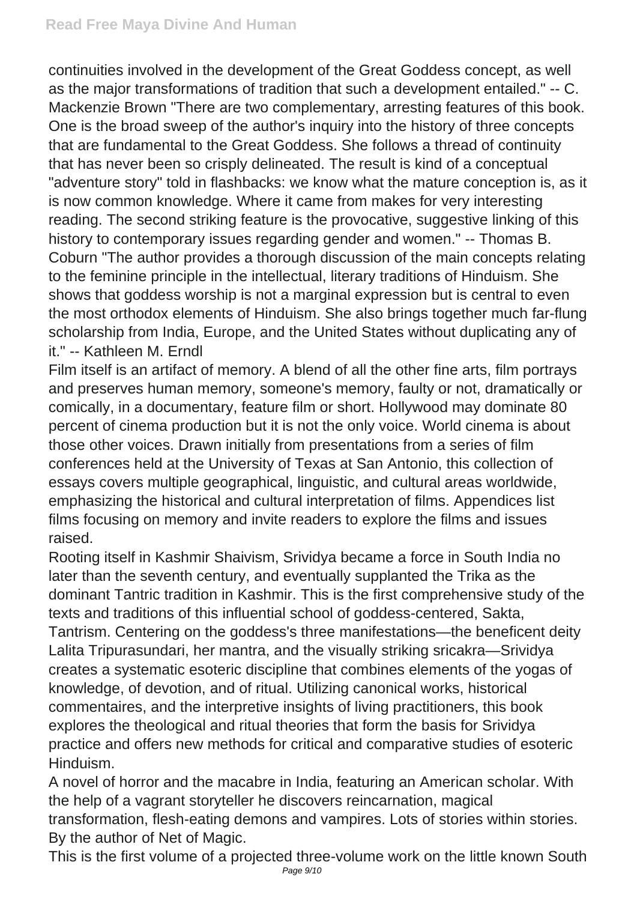continuities involved in the development of the Great Goddess concept, as well as the major transformations of tradition that such a development entailed." -- C. Mackenzie Brown "There are two complementary, arresting features of this book. One is the broad sweep of the author's inquiry into the history of three concepts that are fundamental to the Great Goddess. She follows a thread of continuity that has never been so crisply delineated. The result is kind of a conceptual "adventure story" told in flashbacks: we know what the mature conception is, as it is now common knowledge. Where it came from makes for very interesting reading. The second striking feature is the provocative, suggestive linking of this history to contemporary issues regarding gender and women." -- Thomas B. Coburn "The author provides a thorough discussion of the main concepts relating to the feminine principle in the intellectual, literary traditions of Hinduism. She shows that goddess worship is not a marginal expression but is central to even the most orthodox elements of Hinduism. She also brings together much far-flung scholarship from India, Europe, and the United States without duplicating any of it." -- Kathleen M. Erndl

Film itself is an artifact of memory. A blend of all the other fine arts, film portrays and preserves human memory, someone's memory, faulty or not, dramatically or comically, in a documentary, feature film or short. Hollywood may dominate 80 percent of cinema production but it is not the only voice. World cinema is about those other voices. Drawn initially from presentations from a series of film conferences held at the University of Texas at San Antonio, this collection of essays covers multiple geographical, linguistic, and cultural areas worldwide, emphasizing the historical and cultural interpretation of films. Appendices list films focusing on memory and invite readers to explore the films and issues raised.

Rooting itself in Kashmir Shaivism, Srividya became a force in South India no later than the seventh century, and eventually supplanted the Trika as the dominant Tantric tradition in Kashmir. This is the first comprehensive study of the texts and traditions of this influential school of goddess-centered, Sakta, Tantrism. Centering on the goddess's three manifestations—the beneficent deity Lalita Tripurasundari, her mantra, and the visually striking sricakra—Srividya creates a systematic esoteric discipline that combines elements of the yogas of knowledge, of devotion, and of ritual. Utilizing canonical works, historical commentaires, and the interpretive insights of living practitioners, this book explores the theological and ritual theories that form the basis for Srividya practice and offers new methods for critical and comparative studies of esoteric Hinduism.

A novel of horror and the macabre in India, featuring an American scholar. With the help of a vagrant storyteller he discovers reincarnation, magical transformation, flesh-eating demons and vampires. Lots of stories within stories. By the author of Net of Magic.

This is the first volume of a projected three-volume work on the little known South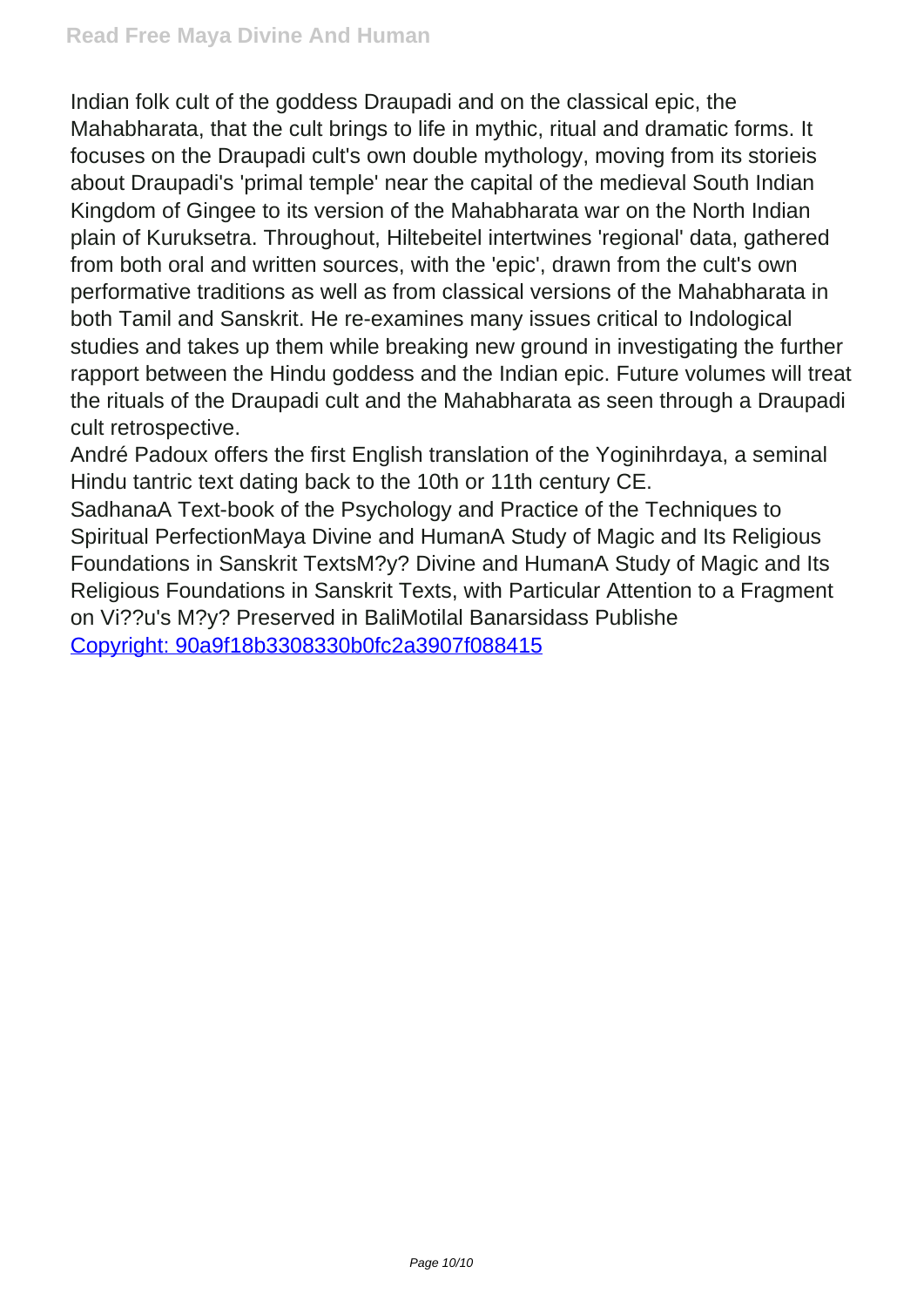Indian folk cult of the goddess Draupadi and on the classical epic, the Mahabharata, that the cult brings to life in mythic, ritual and dramatic forms. It focuses on the Draupadi cult's own double mythology, moving from its storieis about Draupadi's 'primal temple' near the capital of the medieval South Indian Kingdom of Gingee to its version of the Mahabharata war on the North Indian plain of Kuruksetra. Throughout, Hiltebeitel intertwines 'regional' data, gathered from both oral and written sources, with the 'epic', drawn from the cult's own performative traditions as well as from classical versions of the Mahabharata in both Tamil and Sanskrit. He re-examines many issues critical to Indological studies and takes up them while breaking new ground in investigating the further rapport between the Hindu goddess and the Indian epic. Future volumes will treat the rituals of the Draupadi cult and the Mahabharata as seen through a Draupadi cult retrospective.

André Padoux offers the first English translation of the Yoginihrdaya, a seminal Hindu tantric text dating back to the 10th or 11th century CE.

SadhanaA Text-book of the Psychology and Practice of the Techniques to Spiritual PerfectionMaya Divine and HumanA Study of Magic and Its Religious Foundations in Sanskrit TextsM?y? Divine and HumanA Study of Magic and Its Religious Foundations in Sanskrit Texts, with Particular Attention to a Fragment on Vi??u's M?y? Preserved in BaliMotilal Banarsidass Publishe

Copyright: 90a9f18b3308330b0fc2a3907f088415